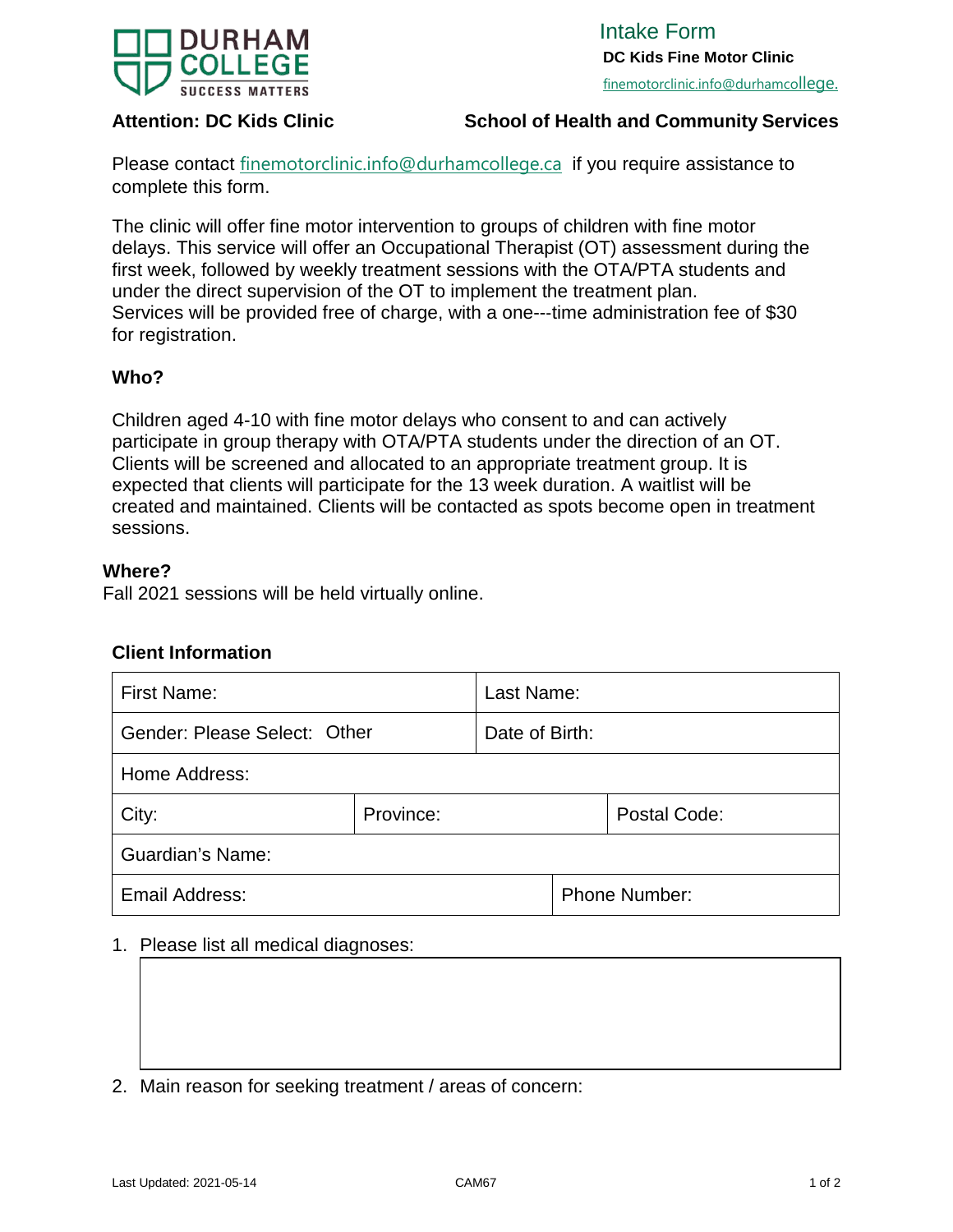**DURHAM COLLEGE**
SUCCESS MATTERS

# Intake Form

**DC Kids Fine Motor Clinic**

finemotorclinic.info@durhamcollege.

**Attention: DC Kids Clinic** | **School of Health and Community Services**

Please contact finemotorclinic.info@durhamcollege.ca if you require assistance to complete this form.

The clinic will offer fine motor intervention to groups of children with fine motor delays. This service will offer an Occupational Therapist (OT) assessment during the first week, followed by weekly treatment sessions with the OTA/PTA students and under the direct supervision of the OT to implement the treatment plan. Services will be provided free of charge, with a one---time administration fee of $30 for registration.

## Who?

Children aged 4-10 with fine motor delays who consent to and can actively participate in group therapy with OTA/PTA students under the direction of an OT. Clients will be screened and allocated to an appropriate treatment group. It is expected that clients will participate for the 13 week duration. A waitlist will be created and maintained. Clients will be contacted as spots become open in treatment sessions.

## Where?

Fall 2021 sessions will be held virtually online.

## Client Information

| First Name: | | Last Name: |
|---|---|---|
| Gender: Please Select: Other | | Date of Birth: |
| Home Address: | | |
| City: | Province: | Postal Code: |
| Guardian's Name: | | |
| Email Address: | | Phone Number: |

1. Please list all medical diagnoses:

2. Main reason for seeking treatment / areas of concern:

Last Updated: 2021-05-14 CAM67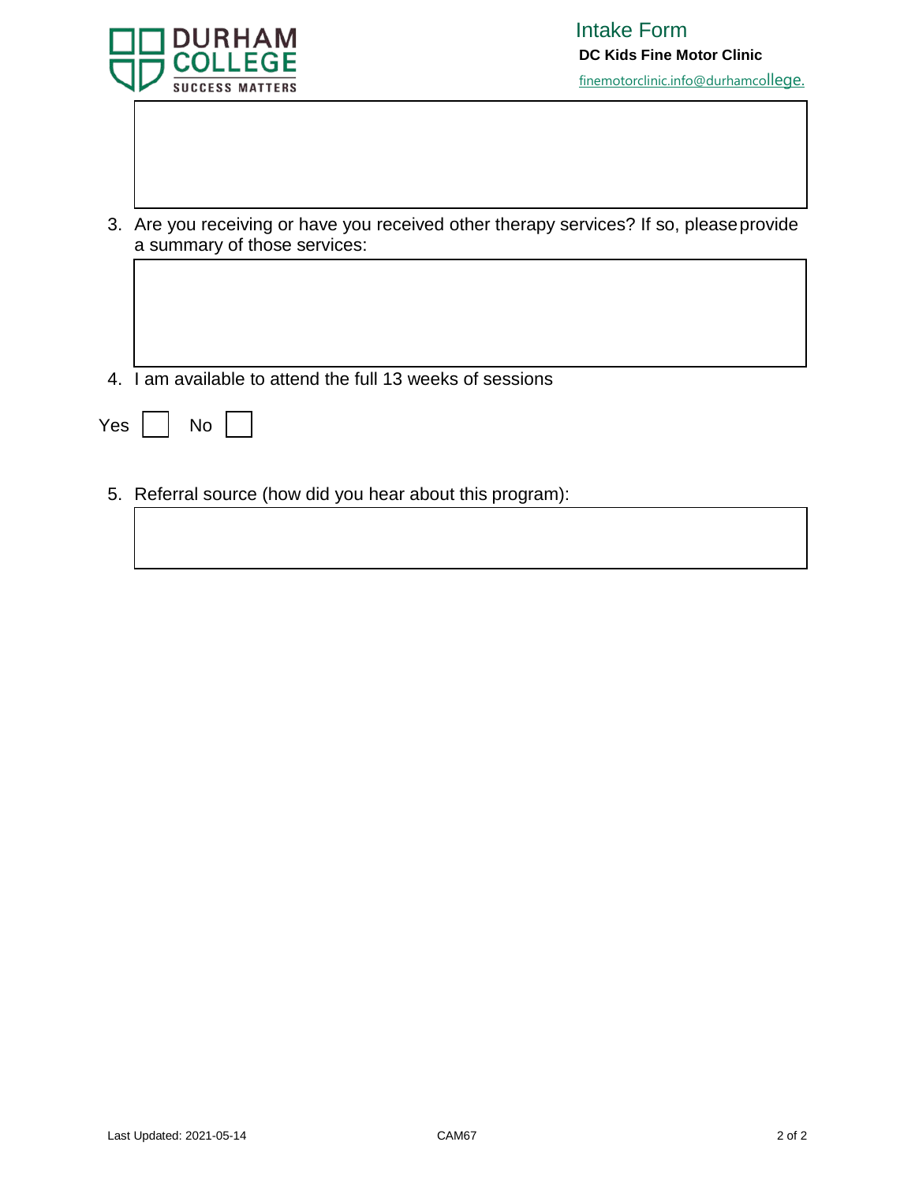Intake Form

**DC Kids Fine Motor Clinic**

finemotorclinic.info@durhamcollege.

3. Are you receiving or have you received other therapy services? If so, please provide a summary of those services:

4. I am available to attend the full 13 weeks of sessions

Yes ☐ No ☐

5. Referral source (how did you hear about this program):

Last Updated: 2021-05-14 CAM67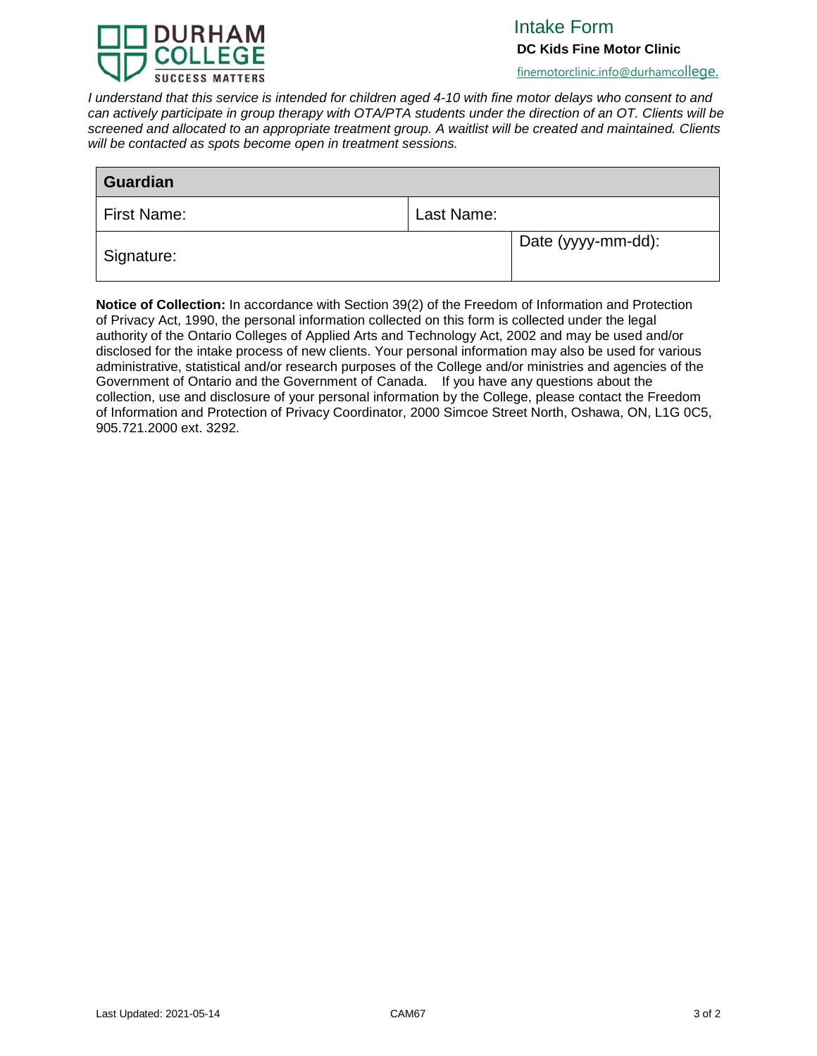# Intake Form

**DC Kids Fine Motor Clinic**

finemotorclinic.info@durhamcollege.

*I understand that this service is intended for children aged 4-10 with fine motor delays who consent to and can actively participate in group therapy with OTA/PTA students under the direction of an OT. Clients will be screened and allocated to an appropriate treatment group. A waitlist will be created and maintained. Clients will be contacted as spots become open in treatment sessions.*

| **Guardian** | |
|---|---|
| First Name: | Last Name: |
| Signature: | Date (yyyy-mm-dd): |

**Notice of Collection:** In accordance with Section 39(2) of the Freedom of Information and Protection of Privacy Act, 1990, the personal information collected on this form is collected under the legal authority of the Ontario Colleges of Applied Arts and Technology Act, 2002 and may be used and/or disclosed for the intake process of new clients. Your personal information may also be used for various administrative, statistical and/or research purposes of the College and/or ministries and agencies of the Government of Ontario and the Government of Canada. If you have any questions about the collection, use and disclosure of your personal information by the College, please contact the Freedom of Information and Protection of Privacy Coordinator, 2000 Simcoe Street North, Oshawa, ON, L1G 0C5, 905.721.2000 ext. 3292.

Last Updated: 2021-05-14 CAM67